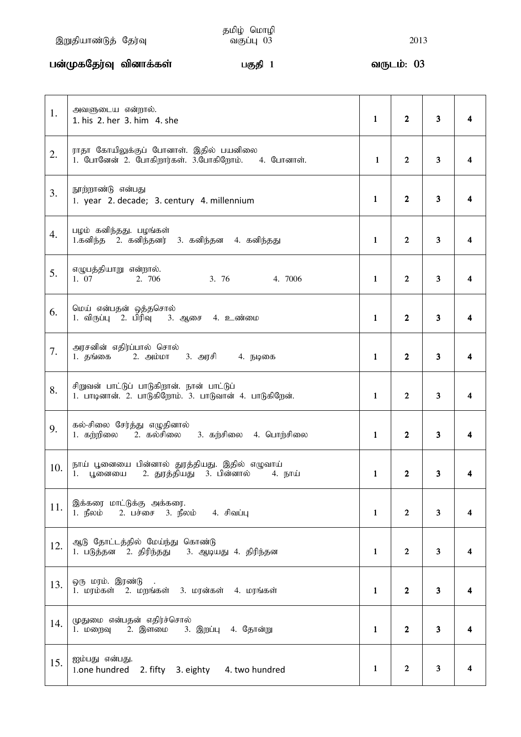தமிழ் மொழி

இறுதியாண்டுத் தேர்வு | வகுப்பு 03 | 2013

**பன்முகதேர்வு வினாக்கள்** | பகுதி 1 | வருடம்: 03

| | | | | | |
|---|---|---|---|---|---|
| 1. | அவளுடைய என்றால்.<br>1. his 2. her 3. him 4. she | 1 | 2 | 3 | 4 |
| 2. | ராதா கோயிலுக்குப் போனாள். இதில் பயனிலை<br>1. போனேன் 2. போகிறார்கள். 3.போகிறோம். 4. போனாள். | 1 | 2 | 3 | 4 |
| 3. | நூற்றாண்டு என்பது<br>1. year 2. decade; 3. century 4. millennium | 1 | 2 | 3 | 4 |
| 4. | பழம் கனிந்தது. பழங்கள்<br>1.கனிந்த 2. கனிந்தனர் 3. கனிந்தன 4. கனிந்தது | 1 | 2 | 3 | 4 |
| 5. | எழுபத்தியாறு என்றால்.<br>1. 07 2. 706 3. 76 4. 7006 | 1 | 2 | 3 | 4 |
| 6. | மெய் என்பதன் ஒத்தசொல்<br>1. விருப்பு 2. பிரிவு 3. ஆசை 4. உண்மை | 1 | 2 | 3 | 4 |
| 7. | அரசனின் எதிர்ப்பால் சொல்<br>1. தங்கை 2. அம்மா 3. அரசி 4. நடிகை | 1 | 2 | 3 | 4 |
| 8. | சிறுவன் பாட்டுப் பாடுகிறான். நான் பாட்டுப்<br>1. பாடினான். 2. பாடுகிறோம். 3. பாடுவான் 4. பாடுகிறேன். | 1 | 2 | 3 | 4 |
| 9. | கல்-சிலை சேர்த்து எழுதினால்<br>1. கற்றிலை 2. கல்சிலை 3. கற்சிலை 4. பொற்சிலை | 1 | 2 | 3 | 4 |
| 10. | நாய் பூனையை பின்னால் துரத்தியது. இதில் எழுவாய்<br>1. பூனையை 2. துரத்தியது 3. பின்னால் 4. நாய் | 1 | 2 | 3 | 4 |
| 11. | இக்கரை மாட்டுக்கு அக்கரை.<br>1. நீலம் 2. பச்சை 3. நீலம் 4. சிவப்பு | 1 | 2 | 3 | 4 |
| 12. | ஆடு தோட்டத்தில் மேய்ந்து கொண்டு<br>1. படுத்தன 2. திரிந்தது 3. ஆடியது 4. திரிந்தன | 1 | 2 | 3 | 4 |
| 13. | ஒரு மரம். இரண்டு .<br>1. மரம்கள் 2. மறங்கள் 3. மரன்கள் 4. மரங்கள் | 1 | 2 | 3 | 4 |
| 14. | முதுமை என்பதன் எதிர்ச்சொல்<br>1. மறைவு 2. இளமை 3. இறப்பு 4. தோன்று | 1 | 2 | 3 | 4 |
| 15. | ஐம்பது என்பது.<br>1.one hundred 2. fifty 3. eighty 4. two hundred | 1 | 2 | 3 | 4 |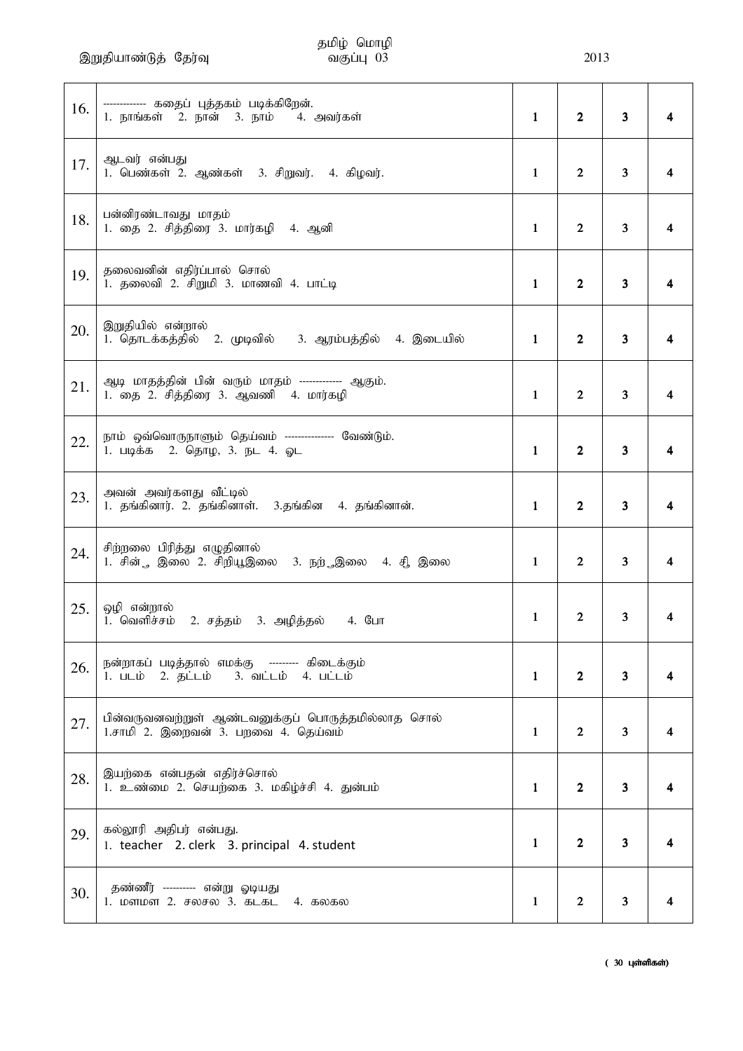| | | | | | |
|---|---|---|---|---|---|
| 16. | ------------ கதைப் புத்தகம் படிக்கிறேன்.<br>1. நாங்கள் 2. நான் 3. நாம் 4. அவர்கள் | 1 | 2 | 3 | 4 |
| 17. | ஆடவர் என்பது<br>1. பெண்கள் 2. ஆண்கள் 3. சிறுவர். 4. கிழவர். | 1 | 2 | 3 | 4 |
| 18. | பன்னிரண்டாவது மாதம்<br>1. தை 2. சித்திரை 3. மார்கழி 4. ஆனி | 1 | 2 | 3 | 4 |
| 19. | தலைவனின் எதிர்ப்பால் சொல்<br>1. தலைவி 2. சிறுமி 3. மாணவி 4. பாட்டி | 1 | 2 | 3 | 4 |
| 20. | இறுதியில் என்றால்<br>1. தொடக்கத்தில் 2. முடிவில் 3. ஆரம்பத்தில் 4. இடையில் | 1 | 2 | 3 | 4 |
| 21. | ஆடி மாதத்தின் பின் வரும் மாதம் ------------ ஆகும்.<br>1. தை 2. சித்திரை 3. ஆவணி 4. மார்கழி | 1 | 2 | 3 | 4 |
| 22. | நாம் ஒவ்வொருநாளும் தெய்வம் -------------- வேண்டும்.<br>1. படிக்க 2. தொழ, 3. நட 4. ஓட | 1 | 2 | 3 | 4 |
| 23. | அவன் அவர்களது வீட்டில்<br>1. தங்கினார். 2. தங்கினாள். 3.தங்கின 4. தங்கினான். | 1 | 2 | 3 | 4 |
| 24. | சிற்றலை பிரித்து எழுதினால்<br>1. சின் ு இலை 2. சிறியுஇலை 3. நற் ுஇலை 4. சீ இலை | 1 | 2 | 3 | 4 |
| 25. | ஒழி என்றால்<br>1. வெளிச்சம் 2. சத்தம் 3. அழித்தல் 4. போ | 1 | 2 | 3 | 4 |
| 26. | நன்றாகப் படித்தால் எமக்கு --------- கிடைக்கும்<br>1. படம் 2. தட்டம் 3. வட்டம் 4. பட்டம் | 1 | 2 | 3 | 4 |
| 27. | பின்வருவனவற்றுள் ஆண்டவனுக்குப் பொருத்தமில்லாத சொல்<br>1.சாமி 2. இறைவன் 3. பறவை 4. தெய்வம் | 1 | 2 | 3 | 4 |
| 28. | இயற்கை என்பதன் எதிர்ச்சொல்<br>1. உண்மை 2. செயற்கை 3. மகிழ்ச்சி 4. துன்பம் | 1 | 2 | 3 | 4 |
| 29. | கல்லூரி அதிபர் என்பது.<br>1. teacher 2. clerk 3. principal 4. student | 1 | 2 | 3 | 4 |
| 30. | தண்ணீர் ---------- என்று ஓடியது<br>1. மளமள 2. சலசல 3. கடகட 4. கலகல | 1 | 2 | 3 | 4 |

( 30 புள்ளிகள்)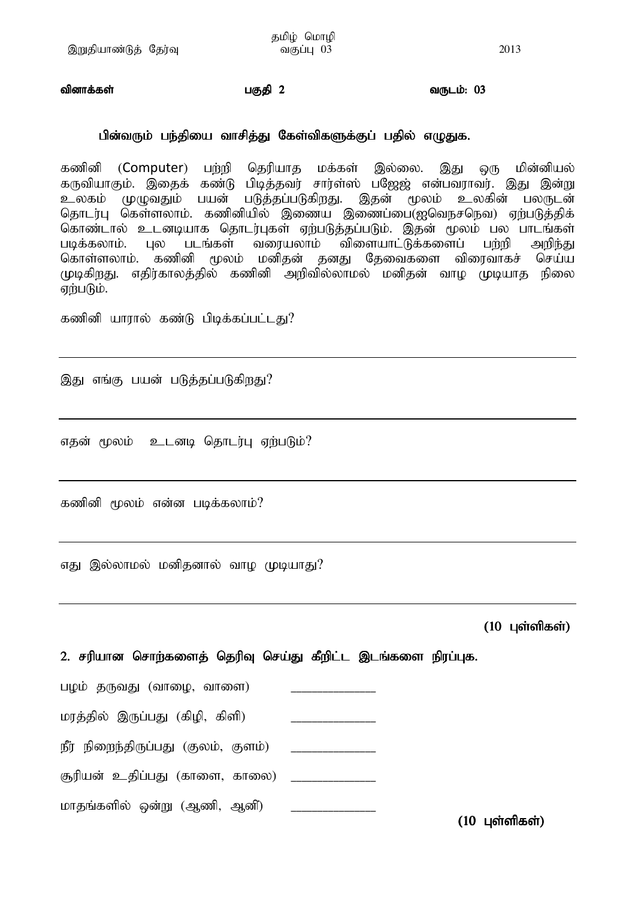**வினாக்கள்** **பகுதி 2** **வருடம்: 03**

**பின்வரும் பந்தியை வாசித்து கேள்விகளுக்குப் பதில் எழுதுக.**

கணினி (Computer) பற்றி தெரியாத மக்கள் இல்லை. இது ஒரு மின்னியல் கருவியாகும். இதைக் கண்டு பிடித்தவர் சார்ள்ஸ் பஜேஜ் என்பவராவர். இது இன்று உலகம் முழுவதும் பயன் படுத்தப்படுகிறது. இதன் மூலம் உலகின் பலருடன் தொடர்பு கொள்ளலாம். கணினியில் இணைய இணைப்பை(ஐவெநசநெவ) ஏற்படுத்திக் கொண்டால் உடனடியாக தொடர்புகள் ஏற்படுத்தப்படும். இதன் மூலம் பல பாடங்கள் படிக்கலாம். புல படங்கள் வரையலாம் விளையாட்டுக்களைப் பற்றி அறிந்து கொள்ளலாம். கணினி மூலம் மனிதன் தனது தேவைகளை விரைவாகச் செய்ய முடிகிறது. எதிர்காலத்தில் கணினி அறிவில்லாமல் மனிதன் வாழ முடியாத நிலை ஏற்படும்.

கணினி யாரால் கண்டு பிடிக்கப்பட்டது?

_______________________________________________

இது எங்கு பயன் படுத்தப்படுகிறது?

_______________________________________________

எதன் மூலம் உடனடி தொடர்பு ஏற்படும்?

_______________________________________________

கணினி மூலம் என்ன படிக்கலாம்?

_______________________________________________

எது இல்லாமல் மனிதனால் வாழ முடியாது?

_______________________________________________

**(10 புள்ளிகள்)**

**2. சரியான சொற்களைத் தெரிவு செய்து கீறிட்ட இடங்களை நிரப்புக.**

பழம் தருவது (வாழை, வாளை) ____________

மரத்தில் இருப்பது (கிழி, கிளி) ____________

நீர் நிறைந்திருப்பது (குலம், குளம்) ____________

சூரியன் உதிப்பது (காளை, காலை) ____________

மாதங்களில் ஒன்று (ஆணி, ஆனி) ____________

**(10 புள்ளிகள்)**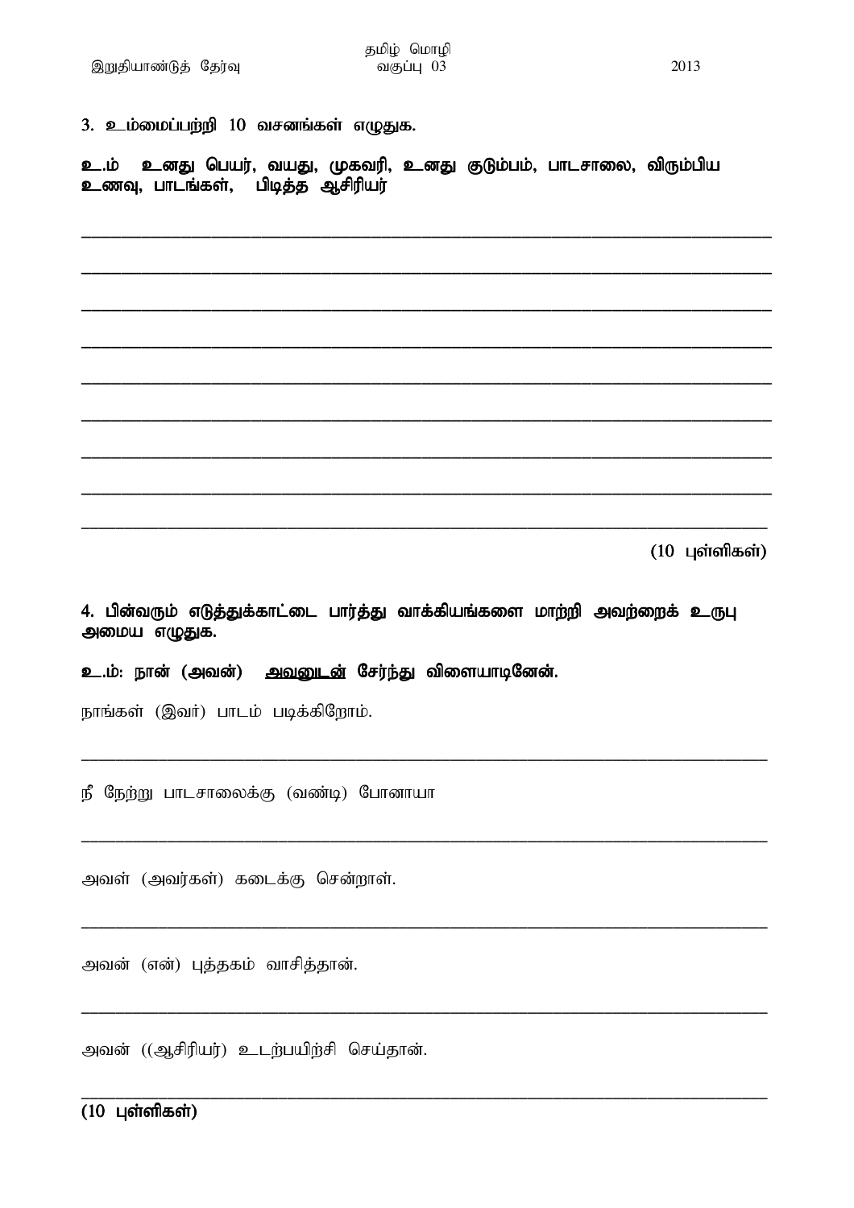**3. உம்மைப்பற்றி 10 வசனங்கள் எழுதுக.**

**உ.ம் உனது பெயர், வயது, முகவரி, உனது குடும்பம், பாடசாலை, விரும்பிய உணவு, பாடங்கள், பிடித்த ஆசிரியர்**

\_\_\_\_\_\_\_\_\_\_\_\_\_\_\_\_\_\_\_\_\_\_\_\_\_\_\_\_\_\_\_\_\_\_\_\_\_\_\_\_

\_\_\_\_\_\_\_\_\_\_\_\_\_\_\_\_\_\_\_\_\_\_\_\_\_\_\_\_\_\_\_\_\_\_\_\_\_\_\_\_

\_\_\_\_\_\_\_\_\_\_\_\_\_\_\_\_\_\_\_\_\_\_\_\_\_\_\_\_\_\_\_\_\_\_\_\_\_\_\_\_

\_\_\_\_\_\_\_\_\_\_\_\_\_\_\_\_\_\_\_\_\_\_\_\_\_\_\_\_\_\_\_\_\_\_\_\_\_\_\_\_

\_\_\_\_\_\_\_\_\_\_\_\_\_\_\_\_\_\_\_\_\_\_\_\_\_\_\_\_\_\_\_\_\_\_\_\_\_\_\_\_

\_\_\_\_\_\_\_\_\_\_\_\_\_\_\_\_\_\_\_\_\_\_\_\_\_\_\_\_\_\_\_\_\_\_\_\_\_\_\_\_

\_\_\_\_\_\_\_\_\_\_\_\_\_\_\_\_\_\_\_\_\_\_\_\_\_\_\_\_\_\_\_\_\_\_\_\_\_\_\_\_

\_\_\_\_\_\_\_\_\_\_\_\_\_\_\_\_\_\_\_\_\_\_\_\_\_\_\_\_\_\_\_\_\_\_\_\_\_\_\_\_

\_\_\_\_\_\_\_\_\_\_\_\_\_\_\_\_\_\_\_\_\_\_\_\_\_\_\_\_\_\_\_\_\_\_\_\_\_\_\_\_

**(10 புள்ளிகள்)**

**4. பின்வரும் எடுத்துக்காட்டை பார்த்து வாக்கியங்களை மாற்றி அவற்றைக் உருபு அமைய எழுதுக.**

**உ.ம்: நான் (அவன்) <u>அவனுடன் சேர்ந்து</u> விளையாடினேன்.**

நாங்கள் (இவர்) பாடம் படிக்கிறோம்.

\_\_\_\_\_\_\_\_\_\_\_\_\_\_\_\_\_\_\_\_\_\_\_\_\_\_\_\_\_\_\_\_\_\_\_\_\_\_\_\_

நீ நேற்று பாடசாலைக்கு (வண்டி) போனாயா

\_\_\_\_\_\_\_\_\_\_\_\_\_\_\_\_\_\_\_\_\_\_\_\_\_\_\_\_\_\_\_\_\_\_\_\_\_\_\_\_

அவள் (அவர்கள்) கடைக்கு சென்றாள்.

\_\_\_\_\_\_\_\_\_\_\_\_\_\_\_\_\_\_\_\_\_\_\_\_\_\_\_\_\_\_\_\_\_\_\_\_\_\_\_\_

அவன் (என்) புத்தகம் வாசித்தான்.

\_\_\_\_\_\_\_\_\_\_\_\_\_\_\_\_\_\_\_\_\_\_\_\_\_\_\_\_\_\_\_\_\_\_\_\_\_\_\_\_

அவன் ((ஆசிரியர்) உடற்பயிற்சி செய்தான்.

\_\_\_\_\_\_\_\_\_\_\_\_\_\_\_\_\_\_\_\_\_\_\_\_\_\_\_\_\_\_\_\_\_\_\_\_\_\_\_\_

**(10 புள்ளிகள்)**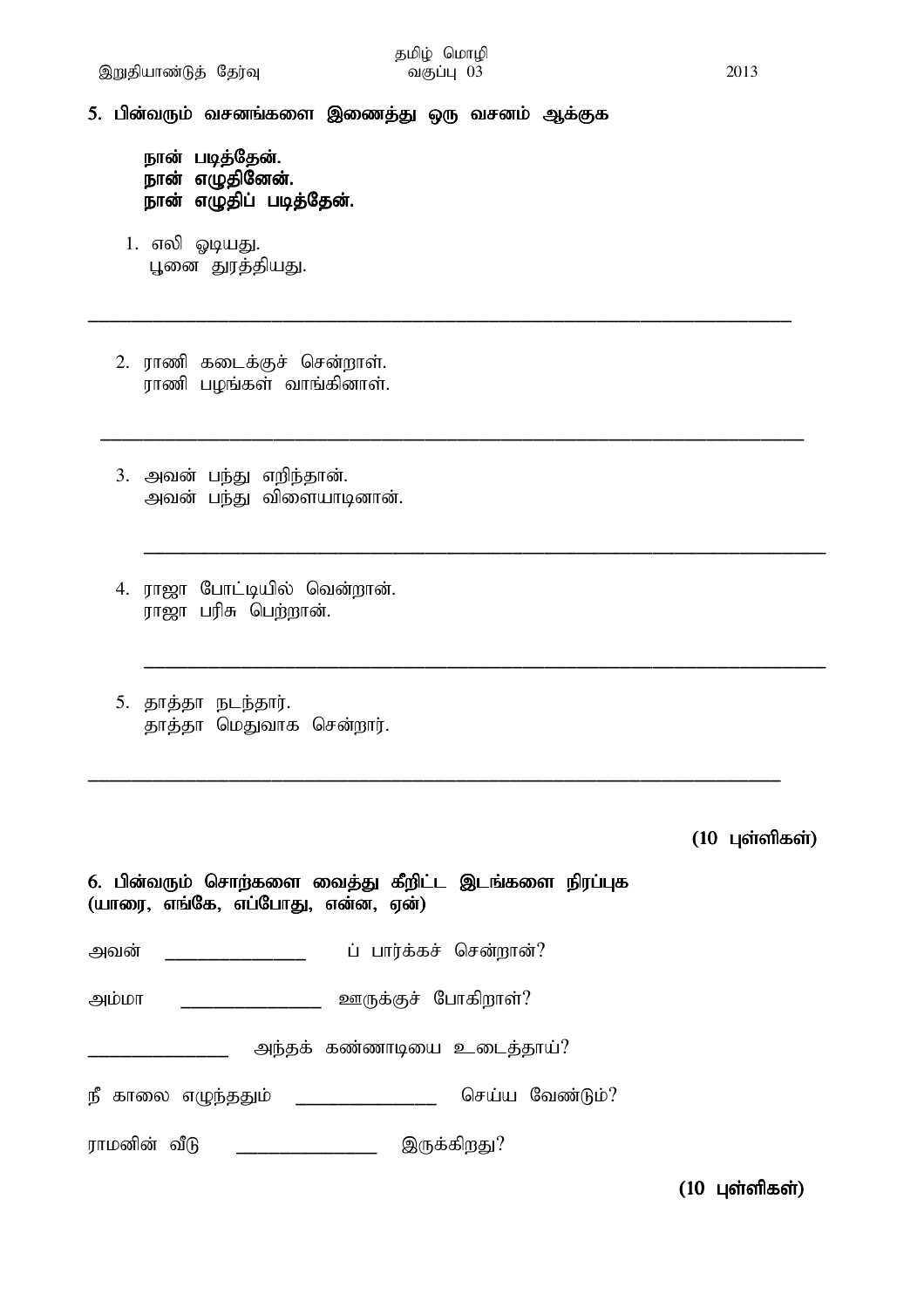5. **பின்வரும் வசனங்களை இணைத்து ஒரு வசனம் ஆக்குக**

**நான் படித்தேன்.**
**நான் எழுதினேன்.**
**நான் எழுதிப் படித்தேன்.**

1. எலி ஓடியது.
   பூனை துரத்தியது.

______________________________________________________________________

2. ராணி கடைக்குச் சென்றாள்.
   ராணி பழங்கள் வாங்கினாள்.

______________________________________________________________________

3. அவன் பந்து எறிந்தான்.
   அவன் பந்து விளையாடினான்.

______________________________________________________________________

4. ராஜா போட்டியில் வென்றான்.
   ராஜா பரிசு பெற்றான்.

______________________________________________________________________

5. தாத்தா நடந்தார்.
   தாத்தா மெதுவாக சென்றார்.

______________________________________________________________________

**(10 புள்ளிகள்)**

6. **பின்வரும் சொற்களை வைத்து கீறிட்ட இடங்களை நிரப்புக (யாரை, எங்கே, எப்போது, என்ன, ஏன்)**

அவன் ______________ ப் பார்க்கச் சென்றான்?

அம்மா ______________ ஊருக்குச் போகிறாள்?

______________ அந்தக் கண்ணாடியை உடைத்தாய்?

நீ காலை எழுந்ததும் ______________ செய்ய வேண்டும்?

ராமனின் வீடு ______________ இருக்கிறது?

**(10 புள்ளிகள்)**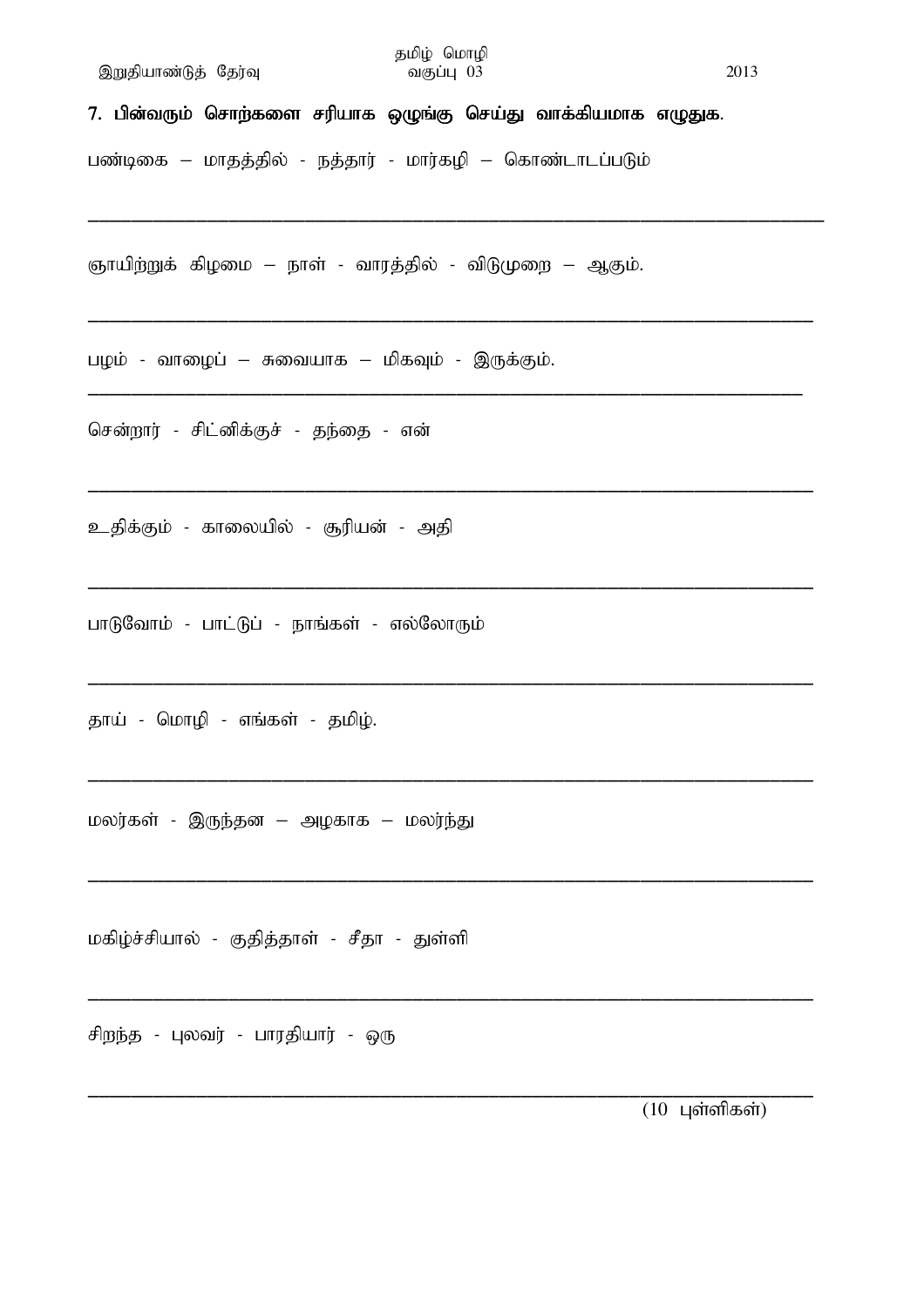**7. பின்வரும் சொற்களை சரியாக ஒழுங்கு செய்து வாக்கியமாக எழுதுக.**

பண்டிகை – மாதத்தில் - நத்தார் - மார்கழி – கொண்டாடப்படும்

\_\_\_\_\_\_\_\_\_\_\_\_\_\_\_\_\_\_\_\_\_\_\_\_\_\_\_\_\_\_\_\_\_\_\_\_\_\_\_\_\_\_\_\_\_\_\_\_\_\_\_\_\_\_\_\_\_\_\_\_\_\_\_\_\_\_\_\_\_\_

ஞாயிற்றுக் கிழமை – நாள் - வாரத்தில் - விடுமுறை – ஆகும்.

\_\_\_\_\_\_\_\_\_\_\_\_\_\_\_\_\_\_\_\_\_\_\_\_\_\_\_\_\_\_\_\_\_\_\_\_\_\_\_\_\_\_\_\_\_\_\_\_\_\_\_\_\_\_\_\_\_\_\_\_\_\_\_\_\_\_\_\_\_\_

பழம் - வாழைப் – சுவையாக – மிகவும் - இருக்கும்.

\_\_\_\_\_\_\_\_\_\_\_\_\_\_\_\_\_\_\_\_\_\_\_\_\_\_\_\_\_\_\_\_\_\_\_\_\_\_\_\_\_\_\_\_\_\_\_\_\_\_\_\_\_\_\_\_\_\_\_\_\_\_\_\_\_\_\_\_\_\_

சென்றார் - சிட்னிக்குச் - தந்தை - என்

\_\_\_\_\_\_\_\_\_\_\_\_\_\_\_\_\_\_\_\_\_\_\_\_\_\_\_\_\_\_\_\_\_\_\_\_\_\_\_\_\_\_\_\_\_\_\_\_\_\_\_\_\_\_\_\_\_\_\_\_\_\_\_\_\_\_\_\_\_\_

உதிக்கும் - காலையில் - சூரியன் - அதி

\_\_\_\_\_\_\_\_\_\_\_\_\_\_\_\_\_\_\_\_\_\_\_\_\_\_\_\_\_\_\_\_\_\_\_\_\_\_\_\_\_\_\_\_\_\_\_\_\_\_\_\_\_\_\_\_\_\_\_\_\_\_\_\_\_\_\_\_\_\_

பாடுவோம் - பாட்டுப் - நாங்கள் - எல்லோரும்

\_\_\_\_\_\_\_\_\_\_\_\_\_\_\_\_\_\_\_\_\_\_\_\_\_\_\_\_\_\_\_\_\_\_\_\_\_\_\_\_\_\_\_\_\_\_\_\_\_\_\_\_\_\_\_\_\_\_\_\_\_\_\_\_\_\_\_\_\_\_

தாய் - மொழி - எங்கள் - தமிழ்.

\_\_\_\_\_\_\_\_\_\_\_\_\_\_\_\_\_\_\_\_\_\_\_\_\_\_\_\_\_\_\_\_\_\_\_\_\_\_\_\_\_\_\_\_\_\_\_\_\_\_\_\_\_\_\_\_\_\_\_\_\_\_\_\_\_\_\_\_\_\_

மலர்கள் - இருந்தன – அழகாக – மலர்ந்து

\_\_\_\_\_\_\_\_\_\_\_\_\_\_\_\_\_\_\_\_\_\_\_\_\_\_\_\_\_\_\_\_\_\_\_\_\_\_\_\_\_\_\_\_\_\_\_\_\_\_\_\_\_\_\_\_\_\_\_\_\_\_\_\_\_\_\_\_\_\_

மகிழ்ச்சியால் - குதித்தாள் - சீதா - துள்ளி

\_\_\_\_\_\_\_\_\_\_\_\_\_\_\_\_\_\_\_\_\_\_\_\_\_\_\_\_\_\_\_\_\_\_\_\_\_\_\_\_\_\_\_\_\_\_\_\_\_\_\_\_\_\_\_\_\_\_\_\_\_\_\_\_\_\_\_\_\_\_

சிறந்த - புலவர் - பாரதியார் - ஒரு

\_\_\_\_\_\_\_\_\_\_\_\_\_\_\_\_\_\_\_\_\_\_\_\_\_\_\_\_\_\_\_\_\_\_\_\_\_\_\_\_\_\_\_\_\_\_\_\_\_\_\_\_\_\_\_\_\_\_\_\_\_\_\_\_\_\_\_\_\_\_

(10 புள்ளிகள்)